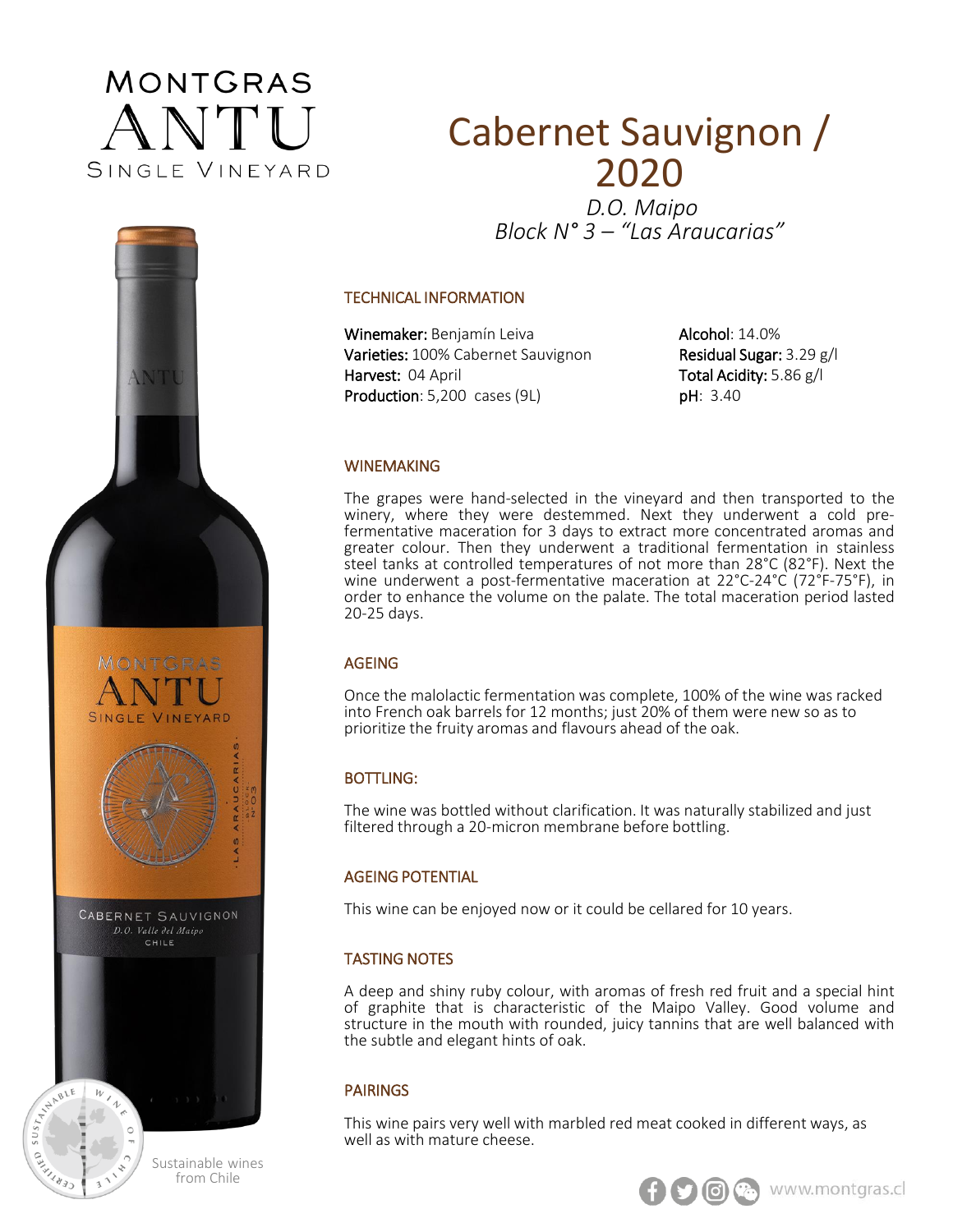MONTGRAS
ANTU
SINGLE VINEYARD

# Cabernet Sauvignon / 2020

*D.O. Maipo*
*Block N° 3 – "Las Araucarias"*

## TECHNICAL INFORMATION

**Winemaker:** Benjamín Leiva
**Varieties:** 100% Cabernet Sauvignon
**Harvest:** 04 April
**Production**: 5,200 cases (9L)

**Alcohol**: 14.0%
**Residual Sugar:** 3.29 g/l
**Total Acidity:** 5.86 g/l
**pH**: 3.40

## WINEMAKING

The grapes were hand-selected in the vineyard and then transported to the winery, where they were destemmed. Next they underwent a cold pre-fermentative maceration for 3 days to extract more concentrated aromas and greater colour. Then they underwent a traditional fermentation in stainless steel tanks at controlled temperatures of not more than 28°C (82°F). Next the wine underwent a post-fermentative maceration at 22°C-24°C (72°F-75°F), in order to enhance the volume on the palate. The total maceration period lasted 20-25 days.

## AGEING

Once the malolactic fermentation was complete, 100% of the wine was racked into French oak barrels for 12 months; just 20% of them were new so as to prioritize the fruity aromas and flavours ahead of the oak.

## BOTTLING:

The wine was bottled without clarification. It was naturally stabilized and just filtered through a 20-micron membrane before bottling.

## AGEING POTENTIAL

This wine can be enjoyed now or it could be cellared for 10 years.

## TASTING NOTES

A deep and shiny ruby colour, with aromas of fresh red fruit and a special hint of graphite that is characteristic of the Maipo Valley. Good volume and structure in the mouth with rounded, juicy tannins that are well balanced with the subtle and elegant hints of oak.

## PAIRINGS

This wine pairs very well with marbled red meat cooked in different ways, as well as with mature cheese.

Sustainable wines from Chile

www.montgras.cl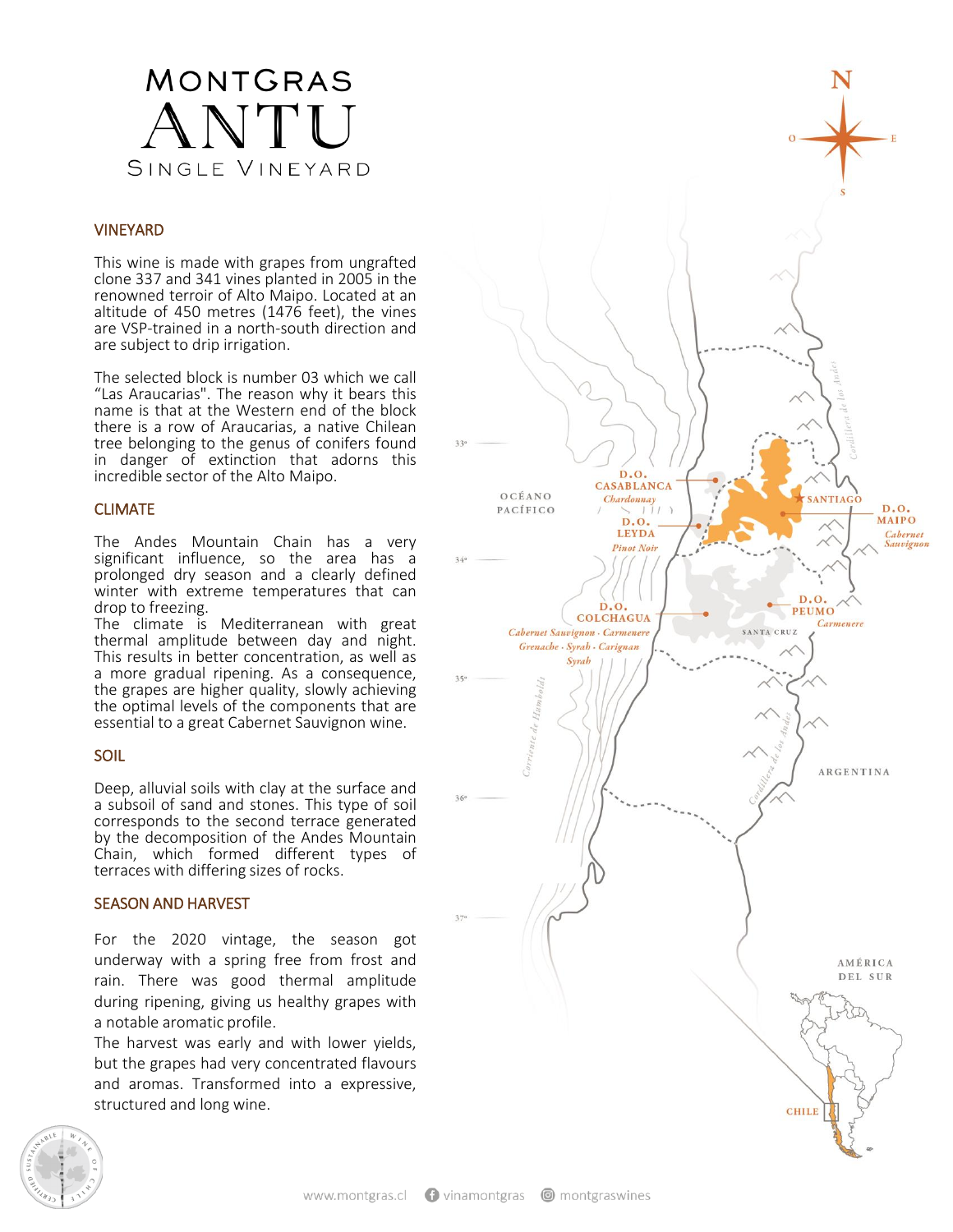# MONTGRAS ANTU

SINGLE VINEYARD

## VINEYARD

This wine is made with grapes from ungrafted clone 337 and 341 vines planted in 2005 in the renowned terroir of Alto Maipo. Located at an altitude of 450 metres (1476 feet), the vines are VSP-trained in a north-south direction and are subject to drip irrigation.

The selected block is number 03 which we call "Las Araucarias". The reason why it bears this name is that at the Western end of the block there is a row of Araucarias, a native Chilean tree belonging to the genus of conifers found in danger of extinction that adorns this incredible sector of the Alto Maipo.

## CLIMATE

The Andes Mountain Chain has a very significant influence, so the area has a prolonged dry season and a clearly defined winter with extreme temperatures that can drop to freezing.

The climate is Mediterranean with great thermal amplitude between day and night. This results in better concentration, as well as a more gradual ripening. As a consequence, the grapes are higher quality, slowly achieving the optimal levels of the components that are essential to a great Cabernet Sauvignon wine.

## SOIL

Deep, alluvial soils with clay at the surface and a subsoil of sand and stones. This type of soil corresponds to the second terrace generated by the decomposition of the Andes Mountain Chain, which formed different types of terraces with differing sizes of rocks.

## SEASON AND HARVEST

For the 2020 vintage, the season got underway with a spring free from frost and rain. There was good thermal amplitude during ripening, giving us healthy grapes with a notable aromatic profile.

The harvest was early and with lower yields, but the grapes had very concentrated flavours and aromas. Transformed into a expressive, structured and long wine.

N
O
E
S
33°
34°
35°
36°
37°
OCÉANO PACÍFICO
D.O. CASABLANCA
*Chardonnay*
D.O. LEYDA
*Pinot Noir*
SANTIAGO
D.O. MAIPO
*Cabernet Sauvignon*
D.O. COLCHAGUA
*Cabernet Sauvignon · Carmenere*
*Grenache · Syrah · Carignan*
*Syrah*
D.O. PEUMO
*Carmenere*
SANTA CRUZ
Cordillera de los Andes
Corriente de Humboldt
ARGENTINA
AMÉRICA DEL SUR
CHILE

www.montgras.cl vinamontgras montgraswines